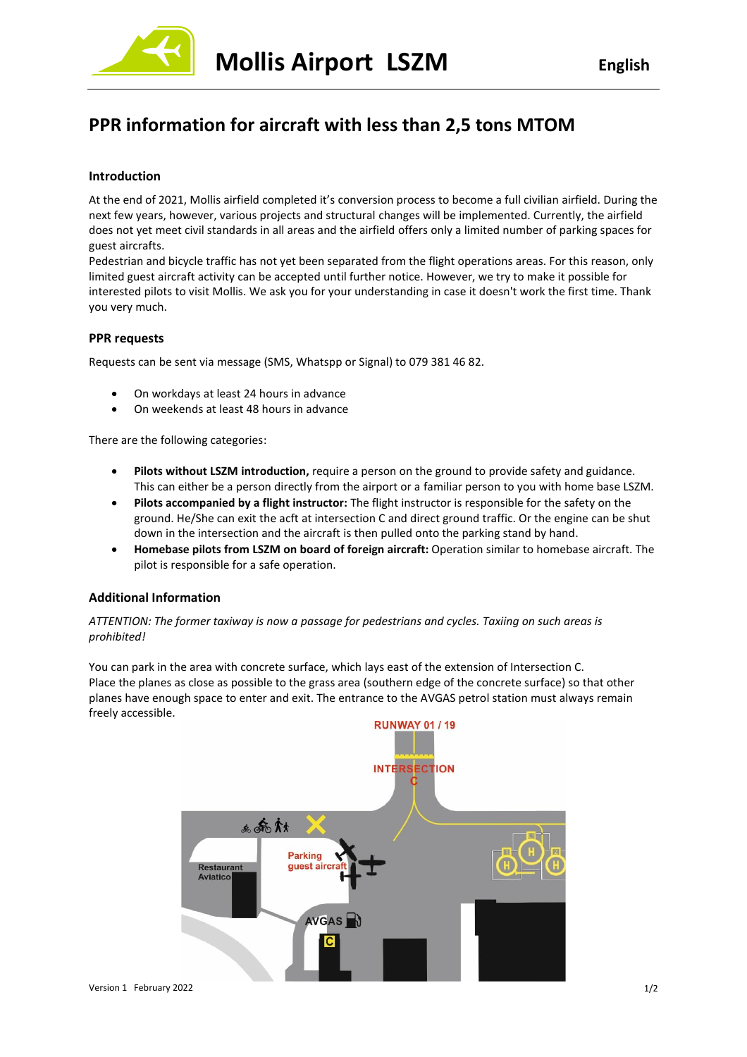# Mollis Airport LSZM

English

## PPR information for aircraft with less than 2,5 tons MTOM

### Introduction

At the end of 2021, Mollis airfield completed it's conversion process to become a full civilian airfield. During the next few years, however, various projects and structural changes will be implemented. Currently, the airfield does not yet meet civil standards in all areas and the airfield offers only a limited number of parking spaces for guest aircrafts.
Pedestrian and bicycle traffic has not yet been separated from the flight operations areas. For this reason, only limited guest aircraft activity can be accepted until further notice. However, we try to make it possible for interested pilots to visit Mollis. We ask you for your understanding in case it doesn't work the first time. Thank you very much.

### PPR requests

Requests can be sent via message (SMS, Whatspp or Signal) to 079 381 46 82.

- On workdays at least 24 hours in advance
- On weekends at least 48 hours in advance

There are the following categories:

- **Pilots without LSZM introduction,** require a person on the ground to provide safety and guidance. This can either be a person directly from the airport or a familiar person to you with home base LSZM.
- **Pilots accompanied by a flight instructor:** The flight instructor is responsible for the safety on the ground. He/She can exit the acft at intersection C and direct ground traffic. Or the engine can be shut down in the intersection and the aircraft is then pulled onto the parking stand by hand.
- **Homebase pilots from LSZM on board of foreign aircraft:** Operation similar to homebase aircraft. The pilot is responsible for a safe operation.

### Additional Information

*ATTENTION: The former taxiway is now a passage for pedestrians and cycles. Taxiing on such areas is prohibited!*

You can park in the area with concrete surface, which lays east of the extension of Intersection C.
Place the planes as close as possible to the grass area (southern edge of the concrete surface) so that other planes have enough space to enter and exit. The entrance to the AVGAS petrol station must always remain freely accessible.

RUNWAY 01 / 19

INTERSECTION C

Parking guest aircraft

Restaurant Aviatico

AVGAS

C

H

Version 1 February 2022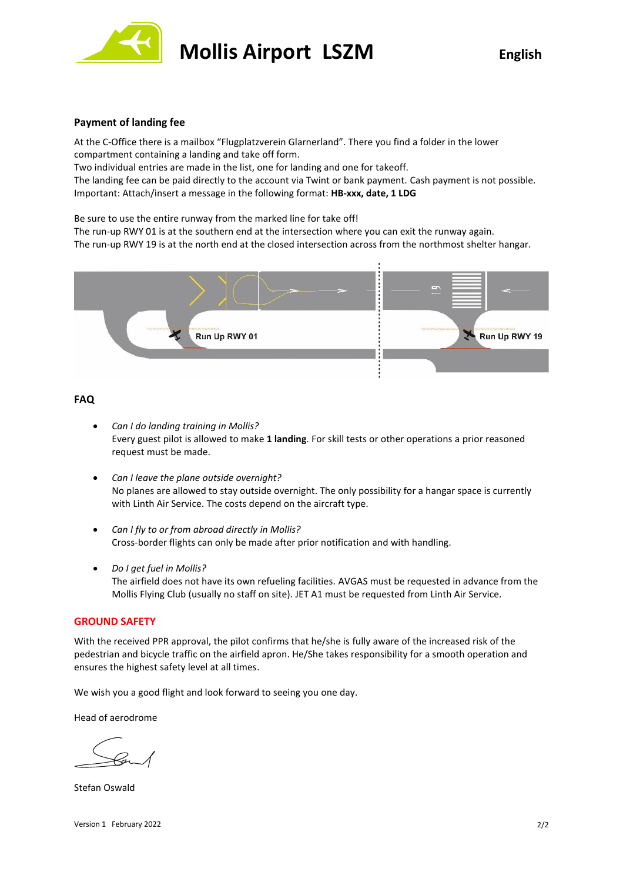Mollis Airport LSZM

English

### Payment of landing fee

At the C-Office there is a mailbox "Flugplatzverein Glarnerland". There you find a folder in the lower compartment containing a landing and take off form.
Two individual entries are made in the list, one for landing and one for takeoff.
The landing fee can be paid directly to the account via Twint or bank payment. Cash payment is not possible.
Important: Attach/insert a message in the following format: **HB-xxx, date, 1 LDG**

Be sure to use the entire runway from the marked line for take off!
The run-up RWY 01 is at the southern end at the intersection where you can exit the runway again.
The run-up RWY 19 is at the north end at the closed intersection across from the northmost shelter hangar.

Run Up RWY 01

Run Up RWY 19

### FAQ

- *Can I do landing training in Mollis?*
  Every guest pilot is allowed to make **1 landing**. For skill tests or other operations a prior reasoned request must be made.

- *Can I leave the plane outside overnight?*
  No planes are allowed to stay outside overnight. The only possibility for a hangar space is currently with Linth Air Service. The costs depend on the aircraft type.

- *Can I fly to or from abroad directly in Mollis?*
  Cross-border flights can only be made after prior notification and with handling.

- *Do I get fuel in Mollis?*
  The airfield does not have its own refueling facilities. AVGAS must be requested in advance from the Mollis Flying Club (usually no staff on site). JET A1 must be requested from Linth Air Service.

### GROUND SAFETY

With the received PPR approval, the pilot confirms that he/she is fully aware of the increased risk of the pedestrian and bicycle traffic on the airfield apron. He/She takes responsibility for a smooth operation and ensures the highest safety level at all times.

We wish you a good flight and look forward to seeing you one day.

Head of aerodrome

Stefan Oswald

Version 1 February 2022